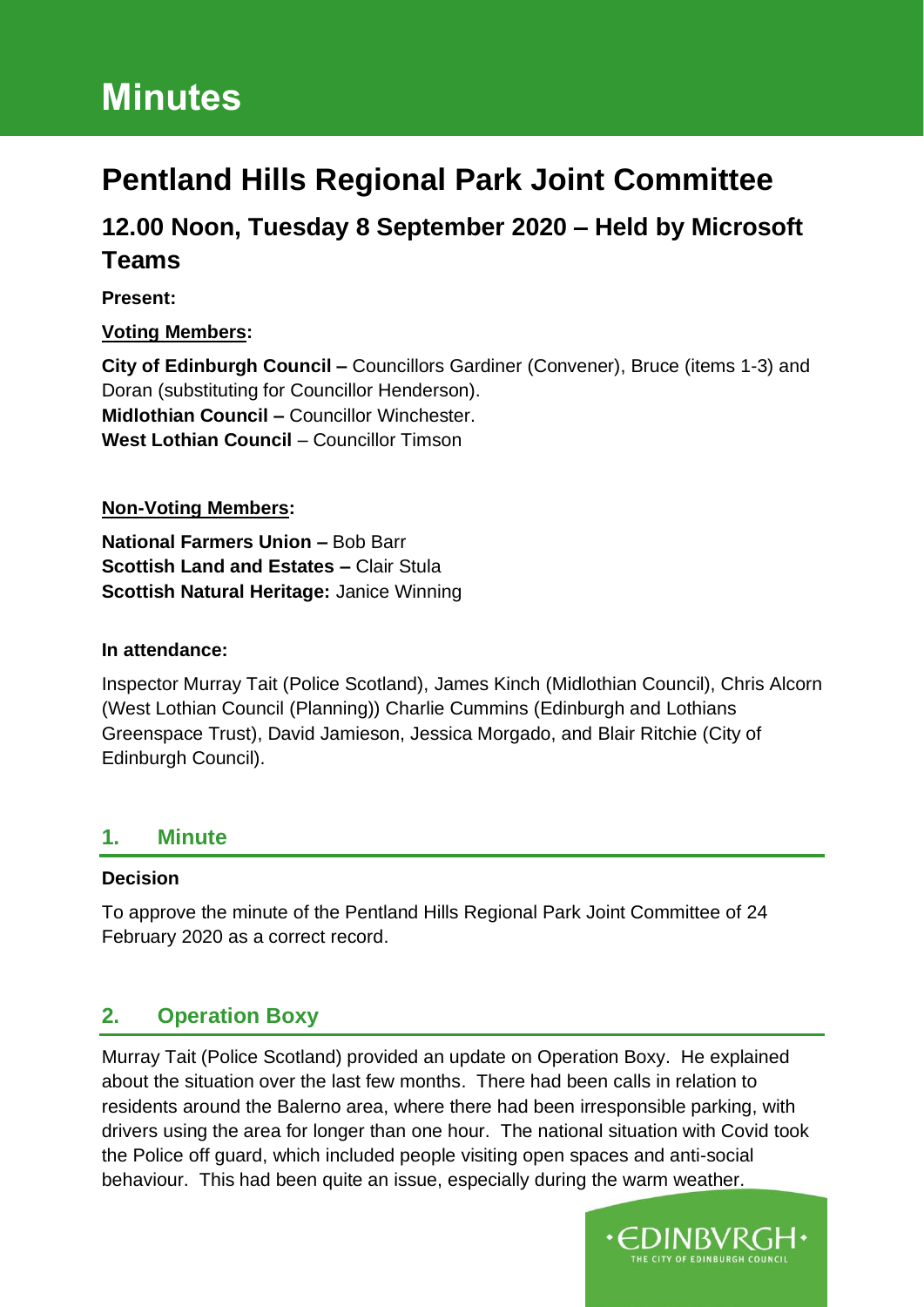# Minutes

# Pentland Hills Regional Park Joint Committee

## 12.00 Noon, Tuesday 8 September 2020 – Held by Microsoft Teams

**Present:**

**Voting Members:**

**City of Edinburgh Council –** Councillors Gardiner (Convener), Bruce (items 1-3) and Doran (substituting for Councillor Henderson).
**Midlothian Council –** Councillor Winchester.
**West Lothian Council** – Councillor Timson

**Non-Voting Members:**

**National Farmers Union –** Bob Barr
**Scottish Land and Estates –** Clair Stula
**Scottish Natural Heritage:** Janice Winning

**In attendance:**

Inspector Murray Tait (Police Scotland), James Kinch (Midlothian Council), Chris Alcorn (West Lothian Council (Planning)) Charlie Cummins (Edinburgh and Lothians Greenspace Trust), David Jamieson, Jessica Morgado, and Blair Ritchie (City of Edinburgh Council).

## 1. Minute

**Decision**

To approve the minute of the Pentland Hills Regional Park Joint Committee of 24 February 2020 as a correct record.

## 2. Operation Boxy

Murray Tait (Police Scotland) provided an update on Operation Boxy. He explained about the situation over the last few months. There had been calls in relation to residents around the Balerno area, where there had been irresponsible parking, with drivers using the area for longer than one hour. The national situation with Covid took the Police off guard, which included people visiting open spaces and anti-social behaviour. This had been quite an issue, especially during the warm weather.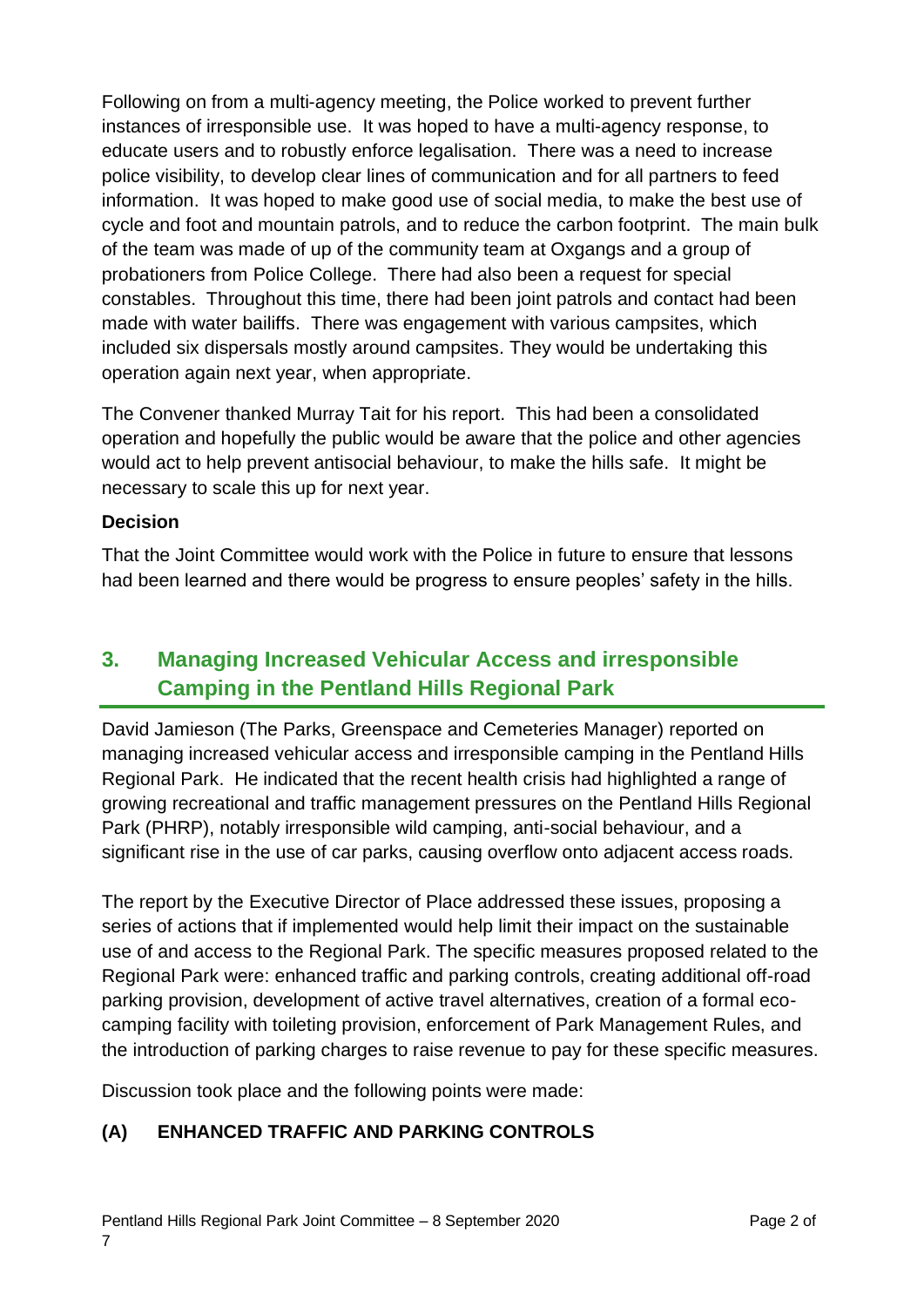Following on from a multi-agency meeting, the Police worked to prevent further instances of irresponsible use. It was hoped to have a multi-agency response, to educate users and to robustly enforce legalisation. There was a need to increase police visibility, to develop clear lines of communication and for all partners to feed information. It was hoped to make good use of social media, to make the best use of cycle and foot and mountain patrols, and to reduce the carbon footprint. The main bulk of the team was made of up of the community team at Oxgangs and a group of probationers from Police College. There had also been a request for special constables. Throughout this time, there had been joint patrols and contact had been made with water bailiffs. There was engagement with various campsites, which included six dispersals mostly around campsites. They would be undertaking this operation again next year, when appropriate.

The Convener thanked Murray Tait for his report. This had been a consolidated operation and hopefully the public would be aware that the police and other agencies would act to help prevent antisocial behaviour, to make the hills safe. It might be necessary to scale this up for next year.

**Decision**

That the Joint Committee would work with the Police in future to ensure that lessons had been learned and there would be progress to ensure peoples' safety in the hills.

## 3. Managing Increased Vehicular Access and irresponsible Camping in the Pentland Hills Regional Park

David Jamieson (The Parks, Greenspace and Cemeteries Manager) reported on managing increased vehicular access and irresponsible camping in the Pentland Hills Regional Park. He indicated that the recent health crisis had highlighted a range of growing recreational and traffic management pressures on the Pentland Hills Regional Park (PHRP), notably irresponsible wild camping, anti-social behaviour, and a significant rise in the use of car parks, causing overflow onto adjacent access roads.

The report by the Executive Director of Place addressed these issues, proposing a series of actions that if implemented would help limit their impact on the sustainable use of and access to the Regional Park. The specific measures proposed related to the Regional Park were: enhanced traffic and parking controls, creating additional off-road parking provision, development of active travel alternatives, creation of a formal eco-camping facility with toileting provision, enforcement of Park Management Rules, and the introduction of parking charges to raise revenue to pay for these specific measures.

Discussion took place and the following points were made:

**(A) ENHANCED TRAFFIC AND PARKING CONTROLS**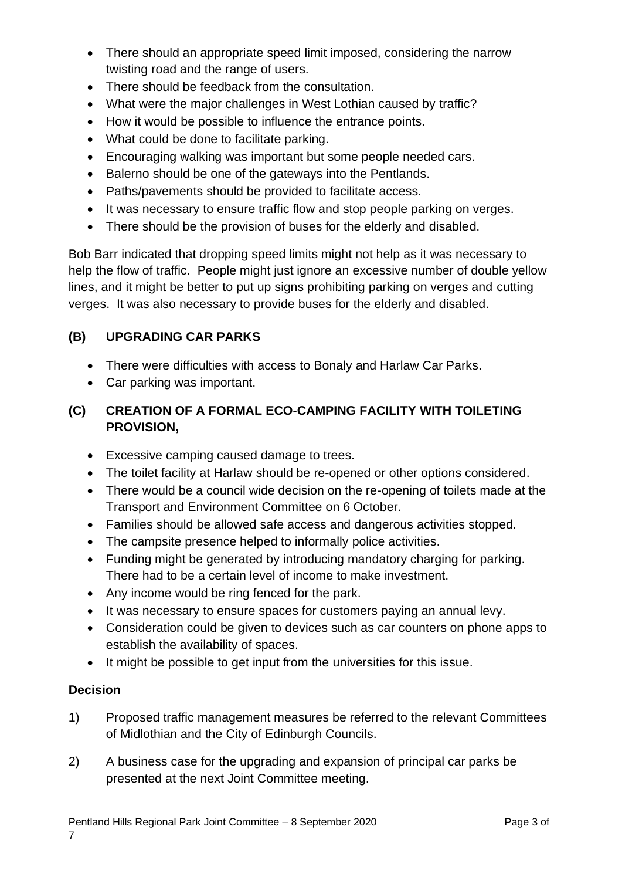- There should an appropriate speed limit imposed, considering the narrow twisting road and the range of users.
- There should be feedback from the consultation.
- What were the major challenges in West Lothian caused by traffic?
- How it would be possible to influence the entrance points.
- What could be done to facilitate parking.
- Encouraging walking was important but some people needed cars.
- Balerno should be one of the gateways into the Pentlands.
- Paths/pavements should be provided to facilitate access.
- It was necessary to ensure traffic flow and stop people parking on verges.
- There should be the provision of buses for the elderly and disabled.

Bob Barr indicated that dropping speed limits might not help as it was necessary to help the flow of traffic. People might just ignore an excessive number of double yellow lines, and it might be better to put up signs prohibiting parking on verges and cutting verges. It was also necessary to provide buses for the elderly and disabled.

### (B) UPGRADING CAR PARKS

- There were difficulties with access to Bonaly and Harlaw Car Parks.
- Car parking was important.

### (C) CREATION OF A FORMAL ECO-CAMPING FACILITY WITH TOILETING PROVISION,

- Excessive camping caused damage to trees.
- The toilet facility at Harlaw should be re-opened or other options considered.
- There would be a council wide decision on the re-opening of toilets made at the Transport and Environment Committee on 6 October.
- Families should be allowed safe access and dangerous activities stopped.
- The campsite presence helped to informally police activities.
- Funding might be generated by introducing mandatory charging for parking. There had to be a certain level of income to make investment.
- Any income would be ring fenced for the park.
- It was necessary to ensure spaces for customers paying an annual levy.
- Consideration could be given to devices such as car counters on phone apps to establish the availability of spaces.
- It might be possible to get input from the universities for this issue.

**Decision**

1) Proposed traffic management measures be referred to the relevant Committees of Midlothian and the City of Edinburgh Councils.

2) A business case for the upgrading and expansion of principal car parks be presented at the next Joint Committee meeting.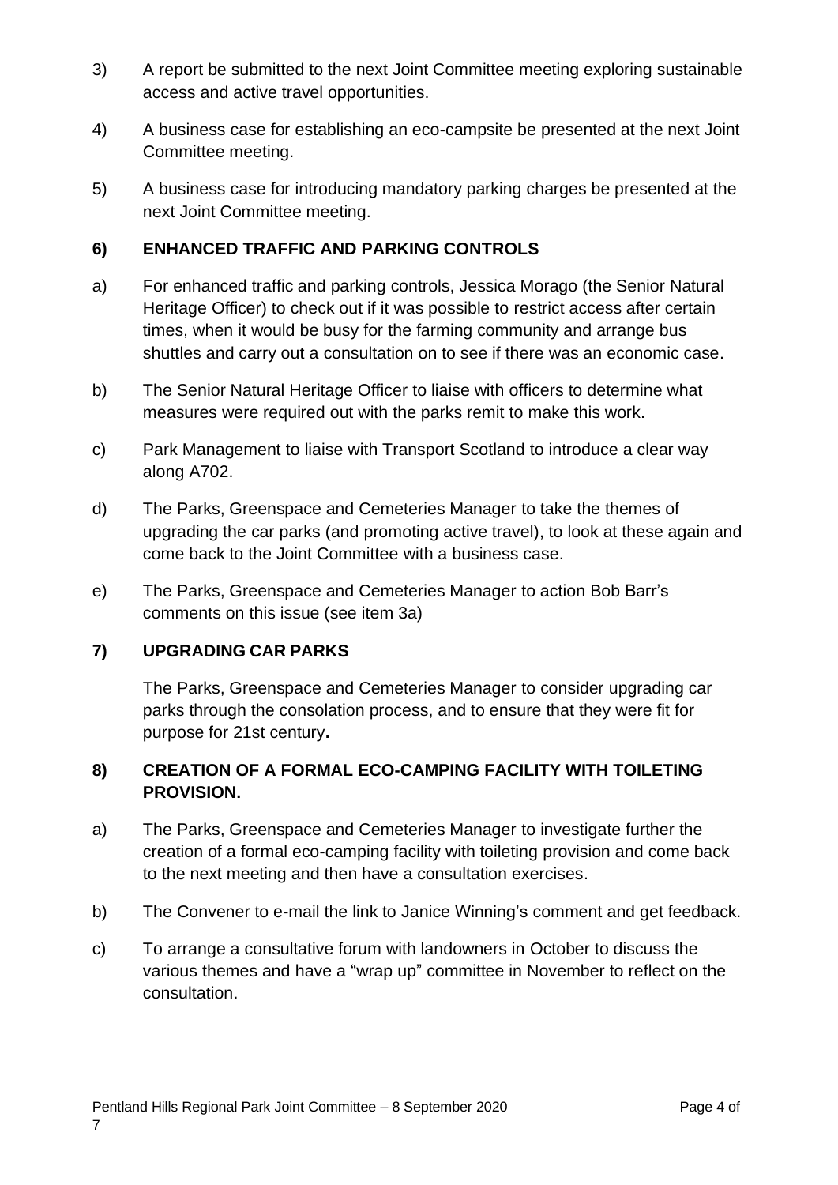3) A report be submitted to the next Joint Committee meeting exploring sustainable access and active travel opportunities.

4) A business case for establishing an eco-campsite be presented at the next Joint Committee meeting.

5) A business case for introducing mandatory parking charges be presented at the next Joint Committee meeting.

**6) ENHANCED TRAFFIC AND PARKING CONTROLS**

a) For enhanced traffic and parking controls, Jessica Morago (the Senior Natural Heritage Officer) to check out if it was possible to restrict access after certain times, when it would be busy for the farming community and arrange bus shuttles and carry out a consultation on to see if there was an economic case.

b) The Senior Natural Heritage Officer to liaise with officers to determine what measures were required out with the parks remit to make this work.

c) Park Management to liaise with Transport Scotland to introduce a clear way along A702.

d) The Parks, Greenspace and Cemeteries Manager to take the themes of upgrading the car parks (and promoting active travel), to look at these again and come back to the Joint Committee with a business case.

e) The Parks, Greenspace and Cemeteries Manager to action Bob Barr's comments on this issue (see item 3a)

**7) UPGRADING CAR PARKS**

The Parks, Greenspace and Cemeteries Manager to consider upgrading car parks through the consolation process, and to ensure that they were fit for purpose for 21st century**.**

**8) CREATION OF A FORMAL ECO-CAMPING FACILITY WITH TOILETING PROVISION.**

a) The Parks, Greenspace and Cemeteries Manager to investigate further the creation of a formal eco-camping facility with toileting provision and come back to the next meeting and then have a consultation exercises.

b) The Convener to e-mail the link to Janice Winning's comment and get feedback.

c) To arrange a consultative forum with landowners in October to discuss the various themes and have a "wrap up" committee in November to reflect on the consultation.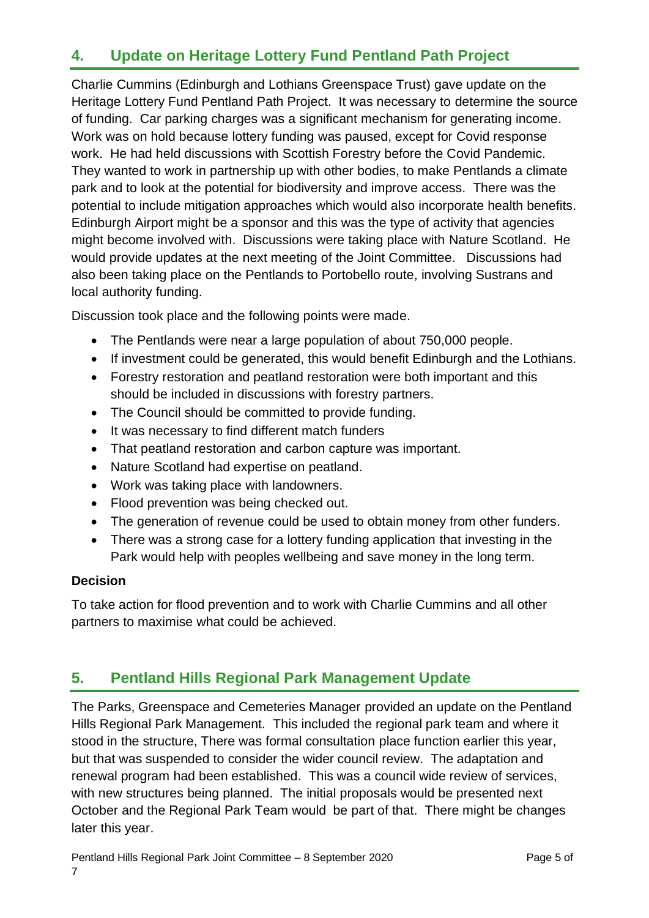## 4. Update on Heritage Lottery Fund Pentland Path Project

Charlie Cummins (Edinburgh and Lothians Greenspace Trust) gave update on the Heritage Lottery Fund Pentland Path Project. It was necessary to determine the source of funding. Car parking charges was a significant mechanism for generating income. Work was on hold because lottery funding was paused, except for Covid response work. He had held discussions with Scottish Forestry before the Covid Pandemic. They wanted to work in partnership up with other bodies, to make Pentlands a climate park and to look at the potential for biodiversity and improve access. There was the potential to include mitigation approaches which would also incorporate health benefits. Edinburgh Airport might be a sponsor and this was the type of activity that agencies might become involved with. Discussions were taking place with Nature Scotland. He would provide updates at the next meeting of the Joint Committee. Discussions had also been taking place on the Pentlands to Portobello route, involving Sustrans and local authority funding.

Discussion took place and the following points were made.

- The Pentlands were near a large population of about 750,000 people.
- If investment could be generated, this would benefit Edinburgh and the Lothians.
- Forestry restoration and peatland restoration were both important and this should be included in discussions with forestry partners.
- The Council should be committed to provide funding.
- It was necessary to find different match funders
- That peatland restoration and carbon capture was important.
- Nature Scotland had expertise on peatland.
- Work was taking place with landowners.
- Flood prevention was being checked out.
- The generation of revenue could be used to obtain money from other funders.
- There was a strong case for a lottery funding application that investing in the Park would help with peoples wellbeing and save money in the long term.

**Decision**

To take action for flood prevention and to work with Charlie Cummins and all other partners to maximise what could be achieved.

## 5. Pentland Hills Regional Park Management Update

The Parks, Greenspace and Cemeteries Manager provided an update on the Pentland Hills Regional Park Management. This included the regional park team and where it stood in the structure, There was formal consultation place function earlier this year, but that was suspended to consider the wider council review. The adaptation and renewal program had been established. This was a council wide review of services, with new structures being planned. The initial proposals would be presented next October and the Regional Park Team would be part of that. There might be changes later this year.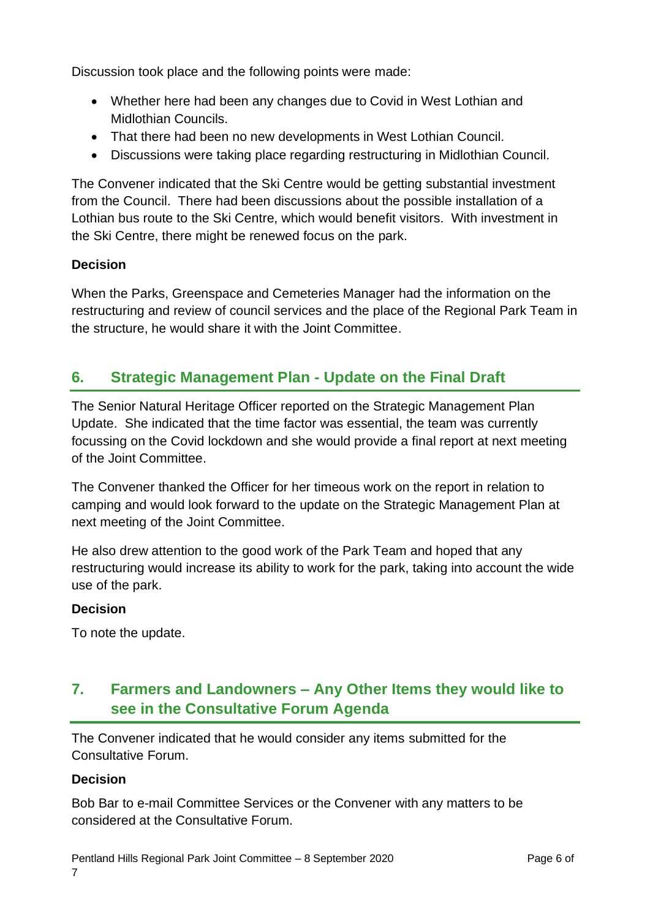Discussion took place and the following points were made:

- Whether here had been any changes due to Covid in West Lothian and Midlothian Councils.
- That there had been no new developments in West Lothian Council.
- Discussions were taking place regarding restructuring in Midlothian Council.

The Convener indicated that the Ski Centre would be getting substantial investment from the Council. There had been discussions about the possible installation of a Lothian bus route to the Ski Centre, which would benefit visitors. With investment in the Ski Centre, there might be renewed focus on the park.

**Decision**

When the Parks, Greenspace and Cemeteries Manager had the information on the restructuring and review of council services and the place of the Regional Park Team in the structure, he would share it with the Joint Committee.

## 6. Strategic Management Plan - Update on the Final Draft

The Senior Natural Heritage Officer reported on the Strategic Management Plan Update. She indicated that the time factor was essential, the team was currently focussing on the Covid lockdown and she would provide a final report at next meeting of the Joint Committee.

The Convener thanked the Officer for her timeous work on the report in relation to camping and would look forward to the update on the Strategic Management Plan at next meeting of the Joint Committee.

He also drew attention to the good work of the Park Team and hoped that any restructuring would increase its ability to work for the park, taking into account the wide use of the park.

**Decision**

To note the update.

## 7. Farmers and Landowners – Any Other Items they would like to see in the Consultative Forum Agenda

The Convener indicated that he would consider any items submitted for the Consultative Forum.

**Decision**

Bob Bar to e-mail Committee Services or the Convener with any matters to be considered at the Consultative Forum.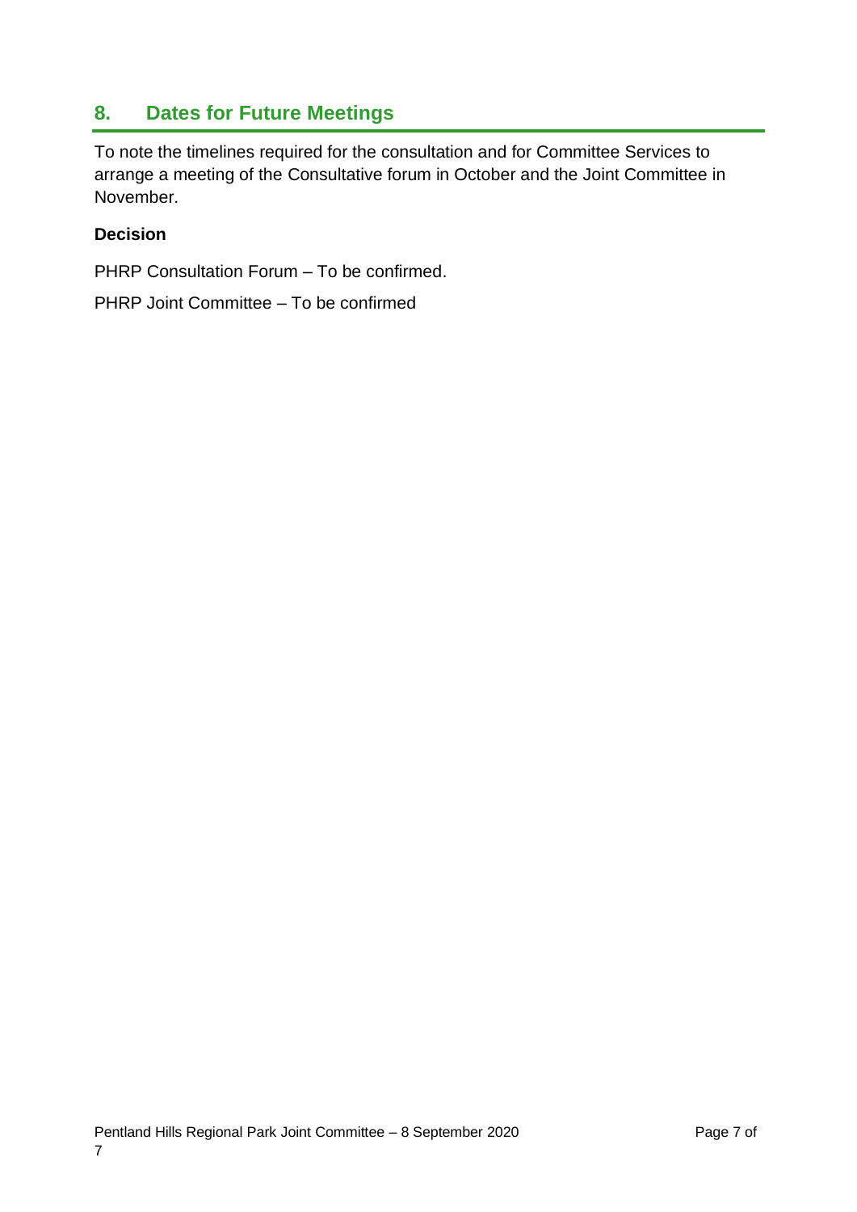## 8. Dates for Future Meetings

To note the timelines required for the consultation and for Committee Services to arrange a meeting of the Consultative forum in October and the Joint Committee in November.

**Decision**

PHRP Consultation Forum – To be confirmed.

PHRP Joint Committee – To be confirmed